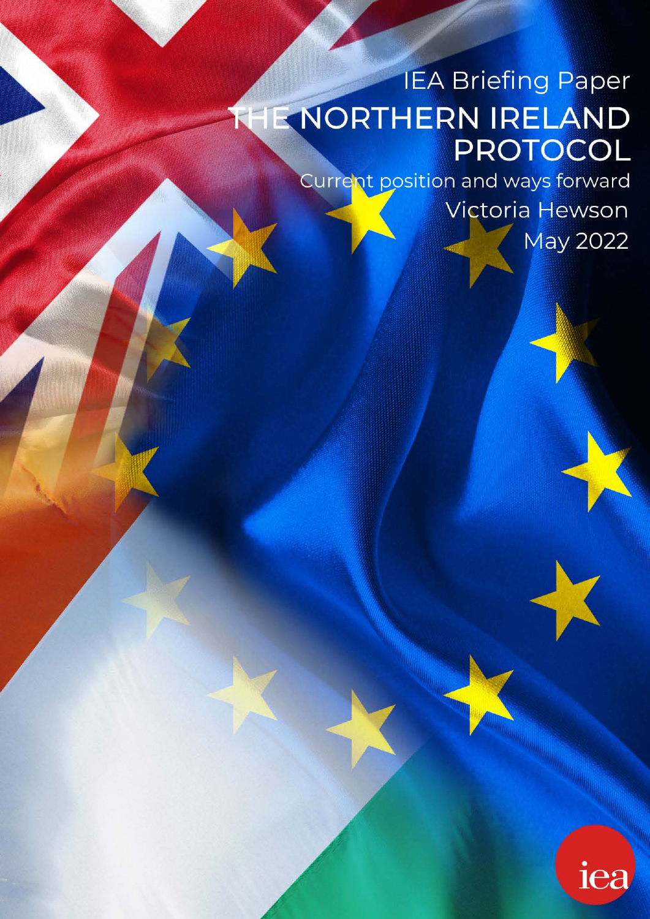IEA Briefing Paper

# THE NORTHERN IRELAND PROTOCOL

## Current position and ways forward

Victoria Hewson

May 2022

iea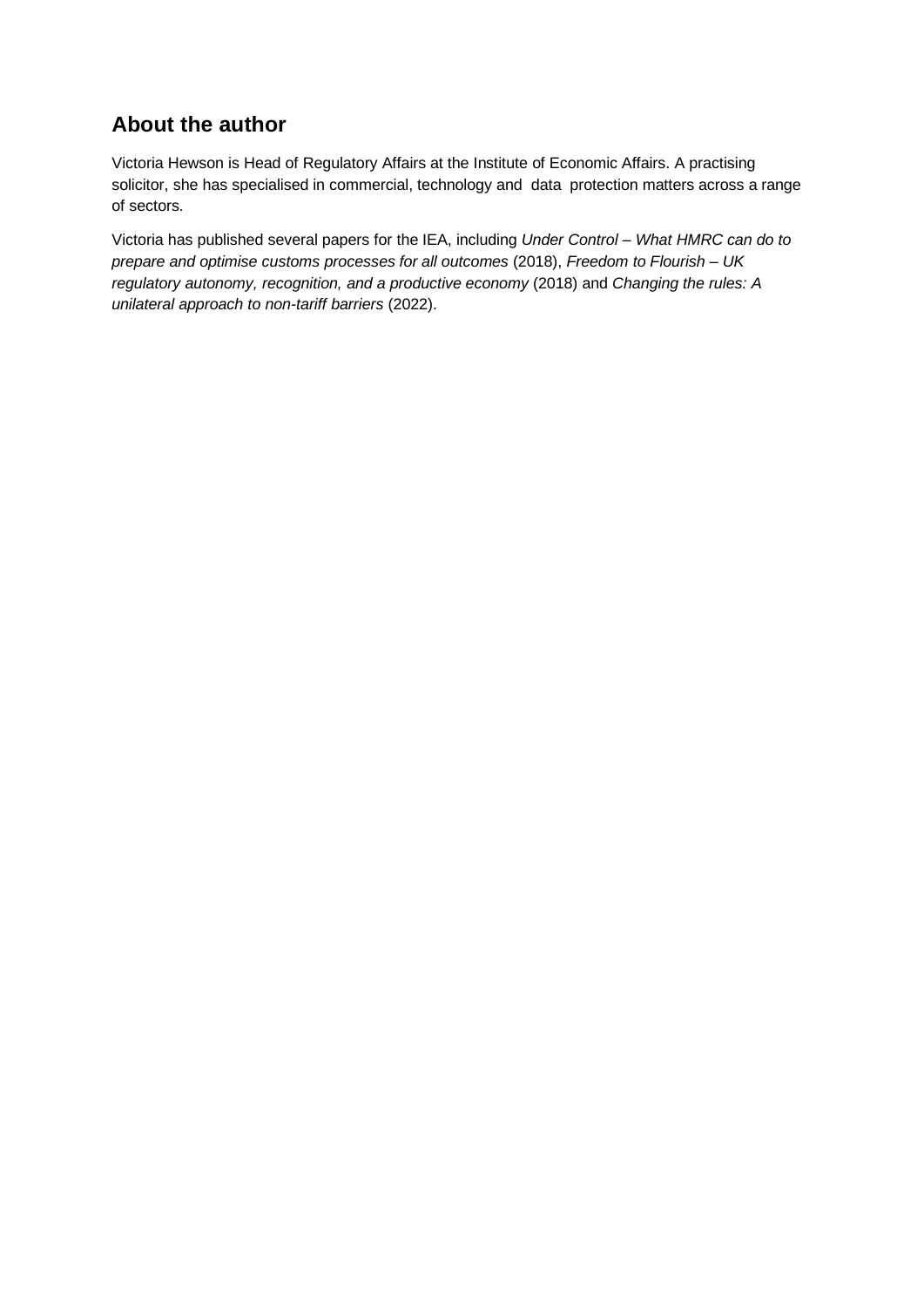## About the author

Victoria Hewson is Head of Regulatory Affairs at the Institute of Economic Affairs. A practising solicitor, she has specialised in commercial, technology and data protection matters across a range of sectors.

Victoria has published several papers for the IEA, including *Under Control – What HMRC can do to prepare and optimise customs processes for all outcomes* (2018), *Freedom to Flourish – UK regulatory autonomy, recognition, and a productive economy* (2018) and *Changing the rules: A unilateral approach to non-tariff barriers* (2022).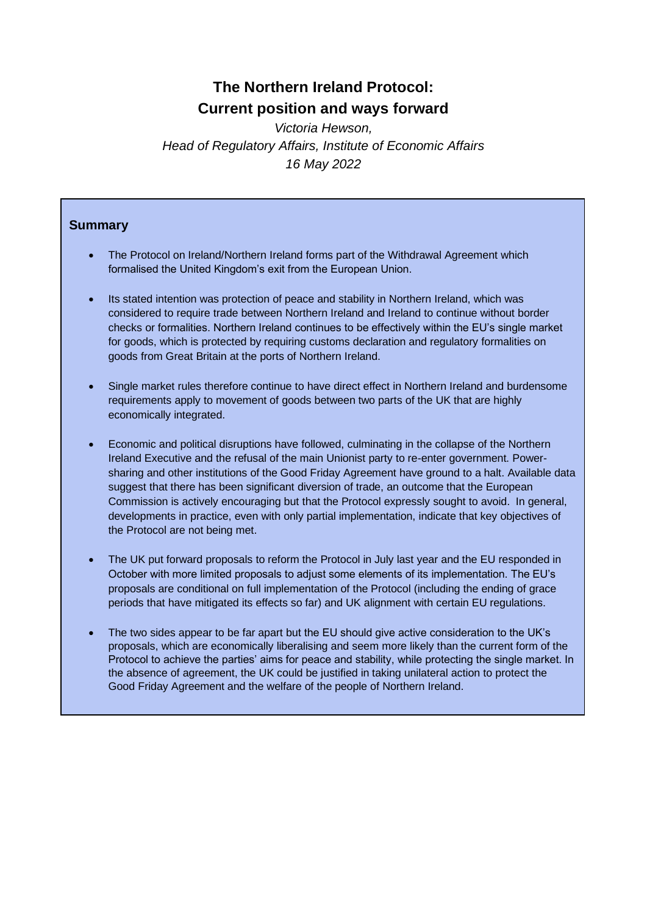# The Northern Ireland Protocol: Current position and ways forward

*Victoria Hewson,*
*Head of Regulatory Affairs, Institute of Economic Affairs*
*16 May 2022*

## Summary

- The Protocol on Ireland/Northern Ireland forms part of the Withdrawal Agreement which formalised the United Kingdom's exit from the European Union.

- Its stated intention was protection of peace and stability in Northern Ireland, which was considered to require trade between Northern Ireland and Ireland to continue without border checks or formalities. Northern Ireland continues to be effectively within the EU's single market for goods, which is protected by requiring customs declaration and regulatory formalities on goods from Great Britain at the ports of Northern Ireland.

- Single market rules therefore continue to have direct effect in Northern Ireland and burdensome requirements apply to movement of goods between two parts of the UK that are highly economically integrated.

- Economic and political disruptions have followed, culminating in the collapse of the Northern Ireland Executive and the refusal of the main Unionist party to re-enter government. Power-sharing and other institutions of the Good Friday Agreement have ground to a halt. Available data suggest that there has been significant diversion of trade, an outcome that the European Commission is actively encouraging but that the Protocol expressly sought to avoid. In general, developments in practice, even with only partial implementation, indicate that key objectives of the Protocol are not being met.

- The UK put forward proposals to reform the Protocol in July last year and the EU responded in October with more limited proposals to adjust some elements of its implementation. The EU's proposals are conditional on full implementation of the Protocol (including the ending of grace periods that have mitigated its effects so far) and UK alignment with certain EU regulations.

- The two sides appear to be far apart but the EU should give active consideration to the UK's proposals, which are economically liberalising and seem more likely than the current form of the Protocol to achieve the parties' aims for peace and stability, while protecting the single market. In the absence of agreement, the UK could be justified in taking unilateral action to protect the Good Friday Agreement and the welfare of the people of Northern Ireland.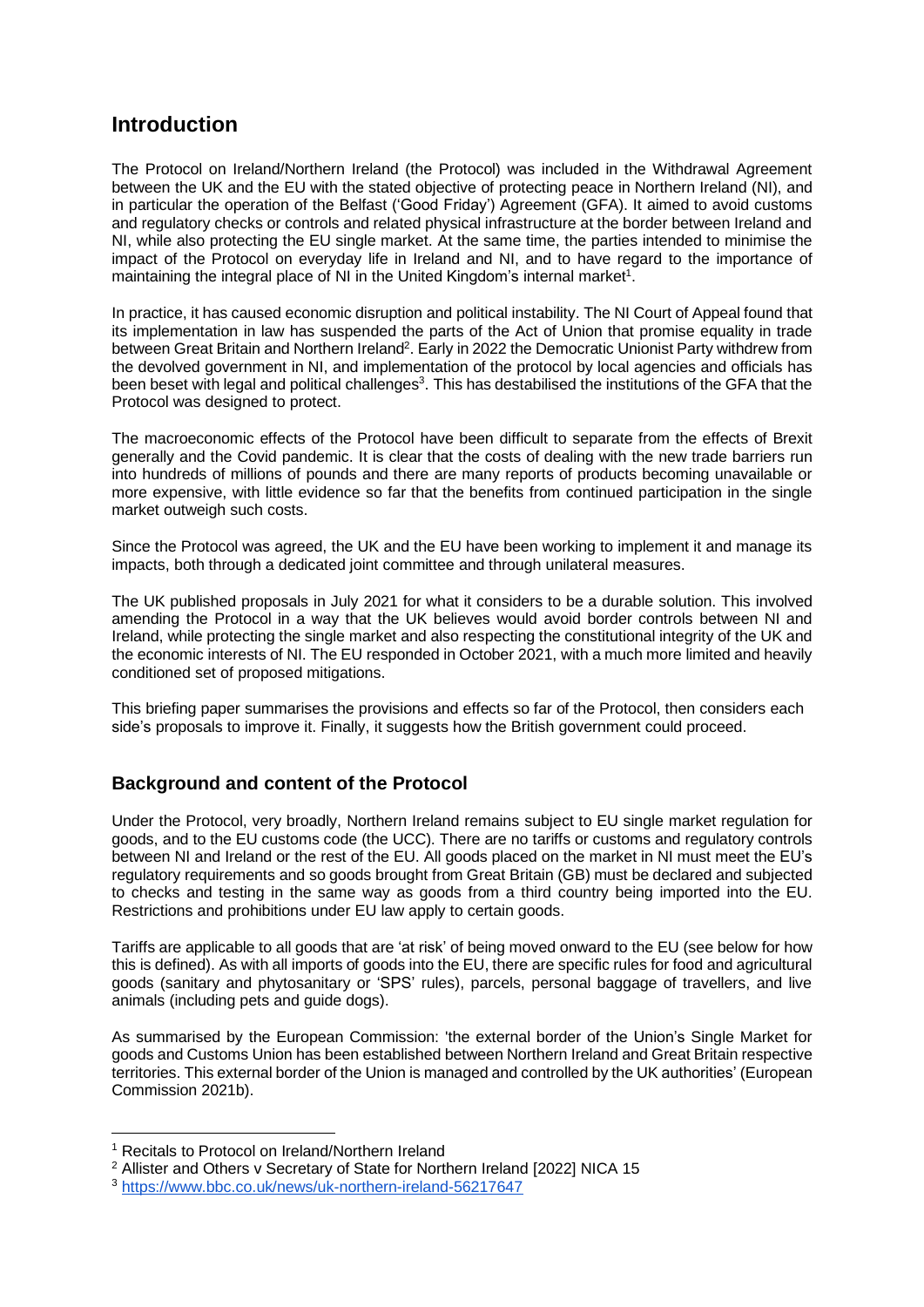## Introduction

The Protocol on Ireland/Northern Ireland (the Protocol) was included in the Withdrawal Agreement between the UK and the EU with the stated objective of protecting peace in Northern Ireland (NI), and in particular the operation of the Belfast ('Good Friday') Agreement (GFA). It aimed to avoid customs and regulatory checks or controls and related physical infrastructure at the border between Ireland and NI, while also protecting the EU single market. At the same time, the parties intended to minimise the impact of the Protocol on everyday life in Ireland and NI, and to have regard to the importance of maintaining the integral place of NI in the United Kingdom's internal market[1].

In practice, it has caused economic disruption and political instability. The NI Court of Appeal found that its implementation in law has suspended the parts of the Act of Union that promise equality in trade between Great Britain and Northern Ireland[2]. Early in 2022 the Democratic Unionist Party withdrew from the devolved government in NI, and implementation of the protocol by local agencies and officials has been beset with legal and political challenges[3]. This has destabilised the institutions of the GFA that the Protocol was designed to protect.

The macroeconomic effects of the Protocol have been difficult to separate from the effects of Brexit generally and the Covid pandemic. It is clear that the costs of dealing with the new trade barriers run into hundreds of millions of pounds and there are many reports of products becoming unavailable or more expensive, with little evidence so far that the benefits from continued participation in the single market outweigh such costs.

Since the Protocol was agreed, the UK and the EU have been working to implement it and manage its impacts, both through a dedicated joint committee and through unilateral measures.

The UK published proposals in July 2021 for what it considers to be a durable solution. This involved amending the Protocol in a way that the UK believes would avoid border controls between NI and Ireland, while protecting the single market and also respecting the constitutional integrity of the UK and the economic interests of NI. The EU responded in October 2021, with a much more limited and heavily conditioned set of proposed mitigations.

This briefing paper summarises the provisions and effects so far of the Protocol, then considers each side's proposals to improve it. Finally, it suggests how the British government could proceed.

### Background and content of the Protocol

Under the Protocol, very broadly, Northern Ireland remains subject to EU single market regulation for goods, and to the EU customs code (the UCC). There are no tariffs or customs and regulatory controls between NI and Ireland or the rest of the EU. All goods placed on the market in NI must meet the EU's regulatory requirements and so goods brought from Great Britain (GB) must be declared and subjected to checks and testing in the same way as goods from a third country being imported into the EU. Restrictions and prohibitions under EU law apply to certain goods.

Tariffs are applicable to all goods that are 'at risk' of being moved onward to the EU (see below for how this is defined). As with all imports of goods into the EU, there are specific rules for food and agricultural goods (sanitary and phytosanitary or 'SPS' rules), parcels, personal baggage of travellers, and live animals (including pets and guide dogs).

As summarised by the European Commission: 'the external border of the Union's Single Market for goods and Customs Union has been established between Northern Ireland and Great Britain respective territories. This external border of the Union is managed and controlled by the UK authorities' (European Commission 2021b).

---

[1] Recitals to Protocol on Ireland/Northern Ireland

[2] Allister and Others v Secretary of State for Northern Ireland [2022] NICA 15

[3] https://www.bbc.co.uk/news/uk-northern-ireland-56217647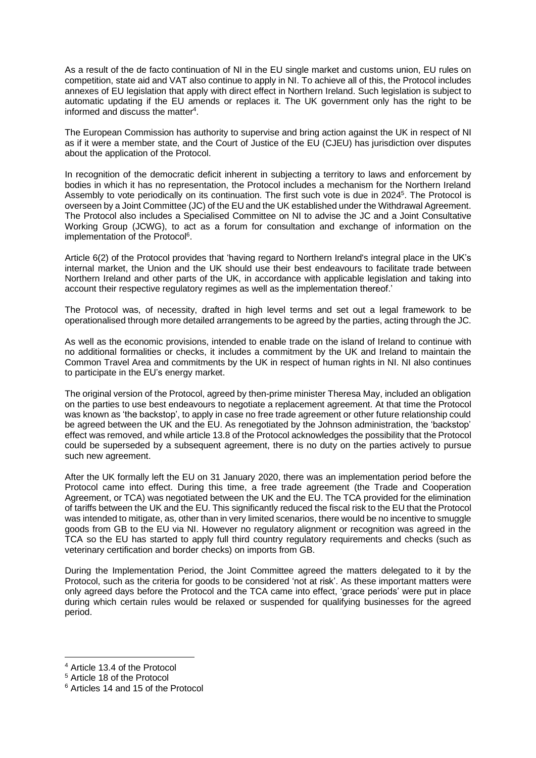As a result of the de facto continuation of NI in the EU single market and customs union, EU rules on competition, state aid and VAT also continue to apply in NI. To achieve all of this, the Protocol includes annexes of EU legislation that apply with direct effect in Northern Ireland. Such legislation is subject to automatic updating if the EU amends or replaces it. The UK government only has the right to be informed and discuss the matter[4].

The European Commission has authority to supervise and bring action against the UK in respect of NI as if it were a member state, and the Court of Justice of the EU (CJEU) has jurisdiction over disputes about the application of the Protocol.

In recognition of the democratic deficit inherent in subjecting a territory to laws and enforcement by bodies in which it has no representation, the Protocol includes a mechanism for the Northern Ireland Assembly to vote periodically on its continuation. The first such vote is due in 2024[5]. The Protocol is overseen by a Joint Committee (JC) of the EU and the UK established under the Withdrawal Agreement. The Protocol also includes a Specialised Committee on NI to advise the JC and a Joint Consultative Working Group (JCWG), to act as a forum for consultation and exchange of information on the implementation of the Protocol[6].

Article 6(2) of the Protocol provides that 'having regard to Northern Ireland's integral place in the UK's internal market, the Union and the UK should use their best endeavours to facilitate trade between Northern Ireland and other parts of the UK, in accordance with applicable legislation and taking into account their respective regulatory regimes as well as the implementation thereof.'

The Protocol was, of necessity, drafted in high level terms and set out a legal framework to be operationalised through more detailed arrangements to be agreed by the parties, acting through the JC.

As well as the economic provisions, intended to enable trade on the island of Ireland to continue with no additional formalities or checks, it includes a commitment by the UK and Ireland to maintain the Common Travel Area and commitments by the UK in respect of human rights in NI. NI also continues to participate in the EU's energy market.

The original version of the Protocol, agreed by then-prime minister Theresa May, included an obligation on the parties to use best endeavours to negotiate a replacement agreement. At that time the Protocol was known as 'the backstop', to apply in case no free trade agreement or other future relationship could be agreed between the UK and the EU. As renegotiated by the Johnson administration, the 'backstop' effect was removed, and while article 13.8 of the Protocol acknowledges the possibility that the Protocol could be superseded by a subsequent agreement, there is no duty on the parties actively to pursue such new agreement.

After the UK formally left the EU on 31 January 2020, there was an implementation period before the Protocol came into effect. During this time, a free trade agreement (the Trade and Cooperation Agreement, or TCA) was negotiated between the UK and the EU. The TCA provided for the elimination of tariffs between the UK and the EU. This significantly reduced the fiscal risk to the EU that the Protocol was intended to mitigate, as, other than in very limited scenarios, there would be no incentive to smuggle goods from GB to the EU via NI. However no regulatory alignment or recognition was agreed in the TCA so the EU has started to apply full third country regulatory requirements and checks (such as veterinary certification and border checks) on imports from GB.

During the Implementation Period, the Joint Committee agreed the matters delegated to it by the Protocol, such as the criteria for goods to be considered 'not at risk'. As these important matters were only agreed days before the Protocol and the TCA came into effect, 'grace periods' were put in place during which certain rules would be relaxed or suspended for qualifying businesses for the agreed period.

[4] Article 13.4 of the Protocol

[5] Article 18 of the Protocol

[6] Articles 14 and 15 of the Protocol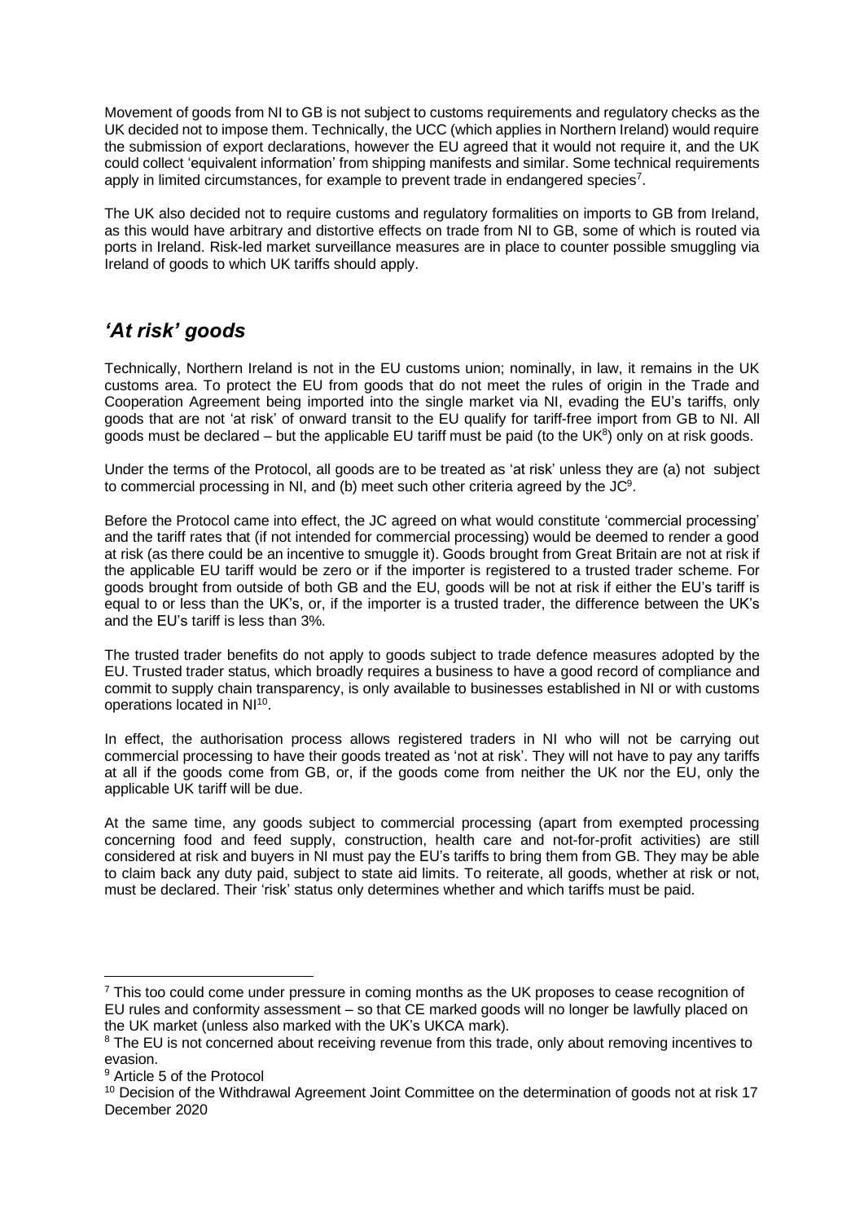Movement of goods from NI to GB is not subject to customs requirements and regulatory checks as the UK decided not to impose them. Technically, the UCC (which applies in Northern Ireland) would require the submission of export declarations, however the EU agreed that it would not require it, and the UK could collect 'equivalent information' from shipping manifests and similar. Some technical requirements apply in limited circumstances, for example to prevent trade in endangered species[7].

The UK also decided not to require customs and regulatory formalities on imports to GB from Ireland, as this would have arbitrary and distortive effects on trade from NI to GB, some of which is routed via ports in Ireland. Risk-led market surveillance measures are in place to counter possible smuggling via Ireland of goods to which UK tariffs should apply.

## *'At risk' goods*

Technically, Northern Ireland is not in the EU customs union; nominally, in law, it remains in the UK customs area. To protect the EU from goods that do not meet the rules of origin in the Trade and Cooperation Agreement being imported into the single market via NI, evading the EU's tariffs, only goods that are not 'at risk' of onward transit to the EU qualify for tariff-free import from GB to NI. All goods must be declared – but the applicable EU tariff must be paid (to the UK[8]) only on at risk goods.

Under the terms of the Protocol, all goods are to be treated as 'at risk' unless they are (a) not subject to commercial processing in NI, and (b) meet such other criteria agreed by the JC[9].

Before the Protocol came into effect, the JC agreed on what would constitute 'commercial processing' and the tariff rates that (if not intended for commercial processing) would be deemed to render a good at risk (as there could be an incentive to smuggle it). Goods brought from Great Britain are not at risk if the applicable EU tariff would be zero or if the importer is registered to a trusted trader scheme. For goods brought from outside of both GB and the EU, goods will be not at risk if either the EU's tariff is equal to or less than the UK's, or, if the importer is a trusted trader, the difference between the UK's and the EU's tariff is less than 3%.

The trusted trader benefits do not apply to goods subject to trade defence measures adopted by the EU. Trusted trader status, which broadly requires a business to have a good record of compliance and commit to supply chain transparency, is only available to businesses established in NI or with customs operations located in NI[10].

In effect, the authorisation process allows registered traders in NI who will not be carrying out commercial processing to have their goods treated as 'not at risk'. They will not have to pay any tariffs at all if the goods come from GB, or, if the goods come from neither the UK nor the EU, only the applicable UK tariff will be due.

At the same time, any goods subject to commercial processing (apart from exempted processing concerning food and feed supply, construction, health care and not-for-profit activities) are still considered at risk and buyers in NI must pay the EU's tariffs to bring them from GB. They may be able to claim back any duty paid, subject to state aid limits. To reiterate, all goods, whether at risk or not, must be declared. Their 'risk' status only determines whether and which tariffs must be paid.

---

[7] This too could come under pressure in coming months as the UK proposes to cease recognition of EU rules and conformity assessment – so that CE marked goods will no longer be lawfully placed on the UK market (unless also marked with the UK's UKCA mark).

[8] The EU is not concerned about receiving revenue from this trade, only about removing incentives to evasion.

[9] Article 5 of the Protocol

[10] Decision of the Withdrawal Agreement Joint Committee on the determination of goods not at risk 17 December 2020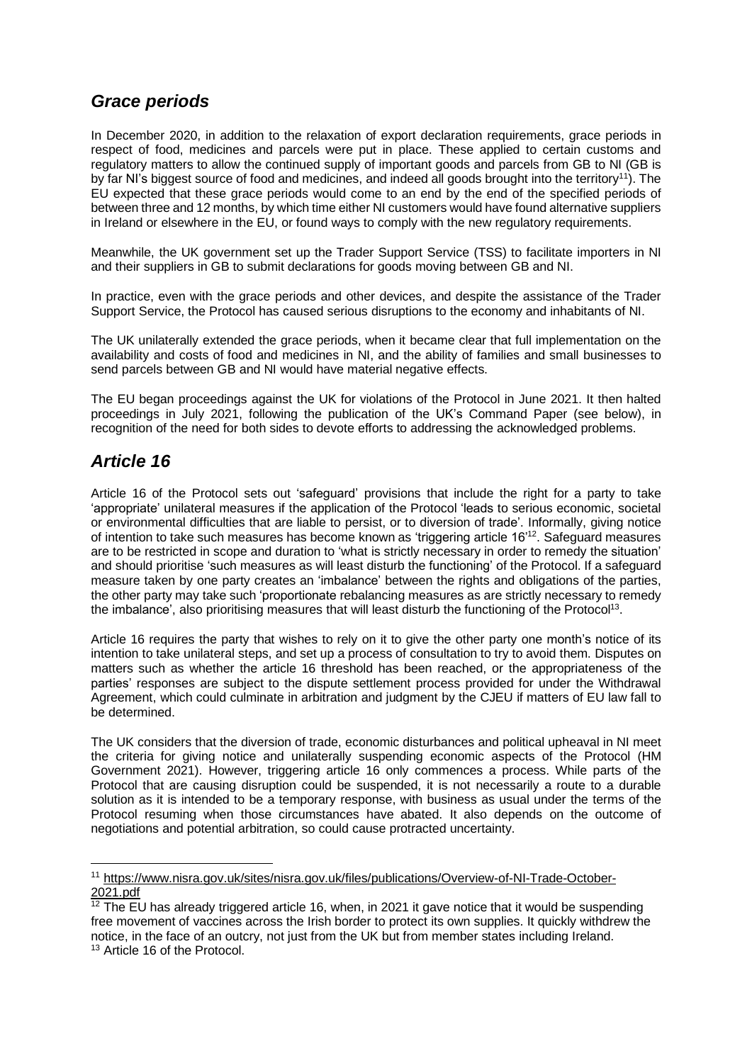## *Grace periods*

In December 2020, in addition to the relaxation of export declaration requirements, grace periods in respect of food, medicines and parcels were put in place. These applied to certain customs and regulatory matters to allow the continued supply of important goods and parcels from GB to NI (GB is by far NI's biggest source of food and medicines, and indeed all goods brought into the territory[11]). The EU expected that these grace periods would come to an end by the end of the specified periods of between three and 12 months, by which time either NI customers would have found alternative suppliers in Ireland or elsewhere in the EU, or found ways to comply with the new regulatory requirements.

Meanwhile, the UK government set up the Trader Support Service (TSS) to facilitate importers in NI and their suppliers in GB to submit declarations for goods moving between GB and NI.

In practice, even with the grace periods and other devices, and despite the assistance of the Trader Support Service, the Protocol has caused serious disruptions to the economy and inhabitants of NI.

The UK unilaterally extended the grace periods, when it became clear that full implementation on the availability and costs of food and medicines in NI, and the ability of families and small businesses to send parcels between GB and NI would have material negative effects.

The EU began proceedings against the UK for violations of the Protocol in June 2021. It then halted proceedings in July 2021, following the publication of the UK's Command Paper (see below), in recognition of the need for both sides to devote efforts to addressing the acknowledged problems.

## *Article 16*

Article 16 of the Protocol sets out 'safeguard' provisions that include the right for a party to take 'appropriate' unilateral measures if the application of the Protocol 'leads to serious economic, societal or environmental difficulties that are liable to persist, or to diversion of trade'. Informally, giving notice of intention to take such measures has become known as 'triggering article 16'[12]. Safeguard measures are to be restricted in scope and duration to 'what is strictly necessary in order to remedy the situation' and should prioritise 'such measures as will least disturb the functioning' of the Protocol. If a safeguard measure taken by one party creates an 'imbalance' between the rights and obligations of the parties, the other party may take such 'proportionate rebalancing measures as are strictly necessary to remedy the imbalance', also prioritising measures that will least disturb the functioning of the Protocol[13].

Article 16 requires the party that wishes to rely on it to give the other party one month's notice of its intention to take unilateral steps, and set up a process of consultation to try to avoid them. Disputes on matters such as whether the article 16 threshold has been reached, or the appropriateness of the parties' responses are subject to the dispute settlement process provided for under the Withdrawal Agreement, which could culminate in arbitration and judgment by the CJEU if matters of EU law fall to be determined.

The UK considers that the diversion of trade, economic disturbances and political upheaval in NI meet the criteria for giving notice and unilaterally suspending economic aspects of the Protocol (HM Government 2021). However, triggering article 16 only commences a process. While parts of the Protocol that are causing disruption could be suspended, it is not necessarily a route to a durable solution as it is intended to be a temporary response, with business as usual under the terms of the Protocol resuming when those circumstances have abated. It also depends on the outcome of negotiations and potential arbitration, so could cause protracted uncertainty.

---

[11] https://www.nisra.gov.uk/sites/nisra.gov.uk/files/publications/Overview-of-NI-Trade-October-2021.pdf

[12] The EU has already triggered article 16, when, in 2021 it gave notice that it would be suspending free movement of vaccines across the Irish border to protect its own supplies. It quickly withdrew the notice, in the face of an outcry, not just from the UK but from member states including Ireland.

[13] Article 16 of the Protocol.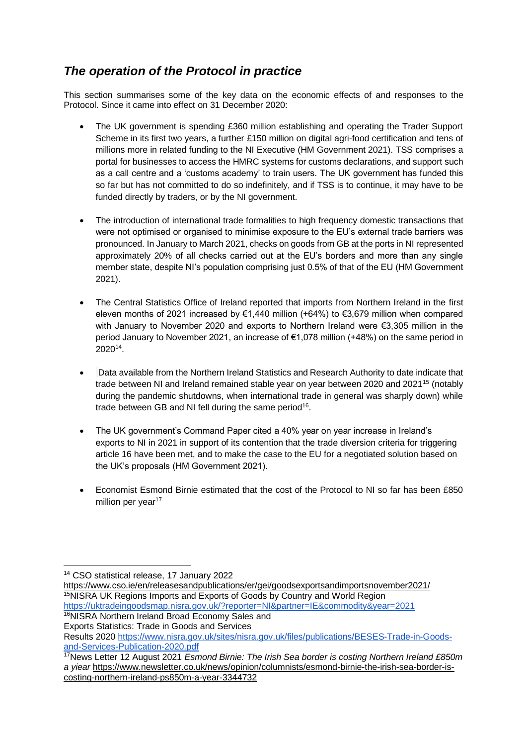## *The operation of the Protocol in practice*

This section summarises some of the key data on the economic effects of and responses to the Protocol. Since it came into effect on 31 December 2020:

- The UK government is spending £360 million establishing and operating the Trader Support Scheme in its first two years, a further £150 million on digital agri-food certification and tens of millions more in related funding to the NI Executive (HM Government 2021). TSS comprises a portal for businesses to access the HMRC systems for customs declarations, and support such as a call centre and a 'customs academy' to train users. The UK government has funded this so far but has not committed to do so indefinitely, and if TSS is to continue, it may have to be funded directly by traders, or by the NI government.

- The introduction of international trade formalities to high frequency domestic transactions that were not optimised or organised to minimise exposure to the EU's external trade barriers was pronounced. In January to March 2021, checks on goods from GB at the ports in NI represented approximately 20% of all checks carried out at the EU's borders and more than any single member state, despite NI's population comprising just 0.5% of that of the EU (HM Government 2021).

- The Central Statistics Office of Ireland reported that imports from Northern Ireland in the first eleven months of 2021 increased by €1,440 million (+64%) to €3,679 million when compared with January to November 2020 and exports to Northern Ireland were €3,305 million in the period January to November 2021, an increase of €1,078 million (+48%) on the same period in 2020[14].

- Data available from the Northern Ireland Statistics and Research Authority to date indicate that trade between NI and Ireland remained stable year on year between 2020 and 2021[15] (notably during the pandemic shutdowns, when international trade in general was sharply down) while trade between GB and NI fell during the same period[16].

- The UK government's Command Paper cited a 40% year on year increase in Ireland's exports to NI in 2021 in support of its contention that the trade diversion criteria for triggering article 16 have been met, and to make the case to the EU for a negotiated solution based on the UK's proposals (HM Government 2021).

- Economist Esmond Birnie estimated that the cost of the Protocol to NI so far has been £850 million per year[17]

---

[14] CSO statistical release, 17 January 2022 https://www.cso.ie/en/releasesandpublications/er/gei/goodsexportsandimportsnovember2021/

[15] NISRA UK Regions Imports and Exports of Goods by Country and World Region https://uktradeingoodsmap.nisra.gov.uk/?reporter=NI&partner=IE&commodity&year=2021

[16] NISRA Northern Ireland Broad Economy Sales and Exports Statistics: Trade in Goods and Services Results 2020 https://www.nisra.gov.uk/sites/nisra.gov.uk/files/publications/BESES-Trade-in-Goods-and-Services-Publication-2020.pdf

[17] News Letter 12 August 2021 *Esmond Birnie: The Irish Sea border is costing Northern Ireland £850m a yiear* https://www.newsletter.co.uk/news/opinion/columnists/esmond-birnie-the-irish-sea-border-is-costing-northern-ireland-ps850m-a-year-3344732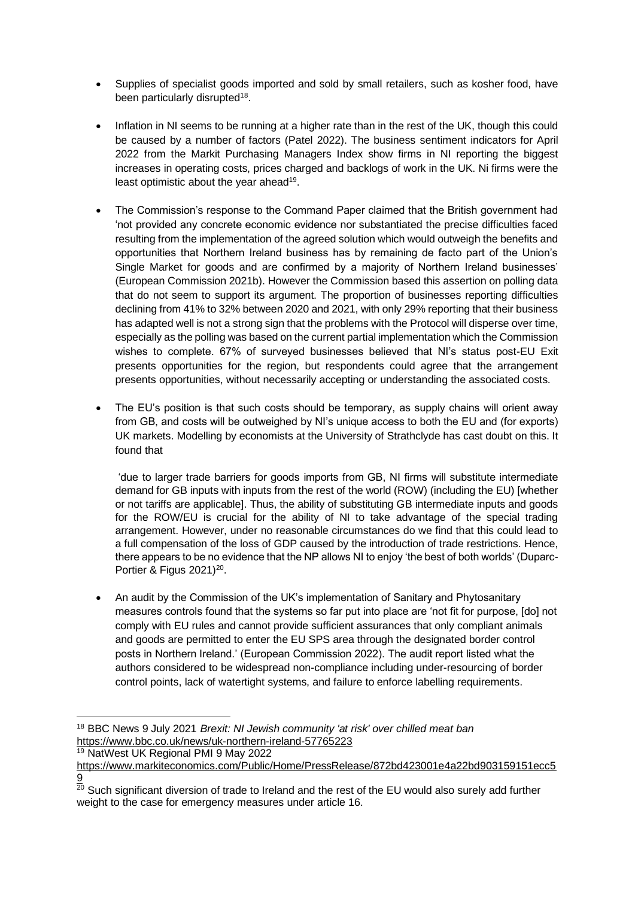- Supplies of specialist goods imported and sold by small retailers, such as kosher food, have been particularly disrupted[18].

- Inflation in NI seems to be running at a higher rate than in the rest of the UK, though this could be caused by a number of factors (Patel 2022). The business sentiment indicators for April 2022 from the Markit Purchasing Managers Index show firms in NI reporting the biggest increases in operating costs, prices charged and backlogs of work in the UK. Ni firms were the least optimistic about the year ahead[19].

- The Commission's response to the Command Paper claimed that the British government had 'not provided any concrete economic evidence nor substantiated the precise difficulties faced resulting from the implementation of the agreed solution which would outweigh the benefits and opportunities that Northern Ireland business has by remaining de facto part of the Union's Single Market for goods and are confirmed by a majority of Northern Ireland businesses' (European Commission 2021b). However the Commission based this assertion on polling data that do not seem to support its argument. The proportion of businesses reporting difficulties declining from 41% to 32% between 2020 and 2021, with only 29% reporting that their business has adapted well is not a strong sign that the problems with the Protocol will disperse over time, especially as the polling was based on the current partial implementation which the Commission wishes to complete. 67% of surveyed businesses believed that NI's status post-EU Exit presents opportunities for the region, but respondents could agree that the arrangement presents opportunities, without necessarily accepting or understanding the associated costs.

- The EU's position is that such costs should be temporary, as supply chains will orient away from GB, and costs will be outweighed by NI's unique access to both the EU and (for exports) UK markets. Modelling by economists at the University of Strathclyde has cast doubt on this. It found that

  'due to larger trade barriers for goods imports from GB, NI firms will substitute intermediate demand for GB inputs with inputs from the rest of the world (ROW) (including the EU) [whether or not tariffs are applicable]. Thus, the ability of substituting GB intermediate inputs and goods for the ROW/EU is crucial for the ability of NI to take advantage of the special trading arrangement. However, under no reasonable circumstances do we find that this could lead to a full compensation of the loss of GDP caused by the introduction of trade restrictions. Hence, there appears to be no evidence that the NP allows NI to enjoy 'the best of both worlds' (Duparc-Portier & Figus 2021)[20].

- An audit by the Commission of the UK's implementation of Sanitary and Phytosanitary measures controls found that the systems so far put into place are 'not fit for purpose, [do] not comply with EU rules and cannot provide sufficient assurances that only compliant animals and goods are permitted to enter the EU SPS area through the designated border control posts in Northern Ireland.' (European Commission 2022). The audit report listed what the authors considered to be widespread non-compliance including under-resourcing of border control points, lack of watertight systems, and failure to enforce labelling requirements.

---

[18] BBC News 9 July 2021 *Brexit: NI Jewish community 'at risk' over chilled meat ban* https://www.bbc.co.uk/news/uk-northern-ireland-57765223

[19] NatWest UK Regional PMI 9 May 2022 https://www.markiteconomics.com/Public/Home/PressRelease/872bd423001e4a22bd903159151ecc59

[20] Such significant diversion of trade to Ireland and the rest of the EU would also surely add further weight to the case for emergency measures under article 16.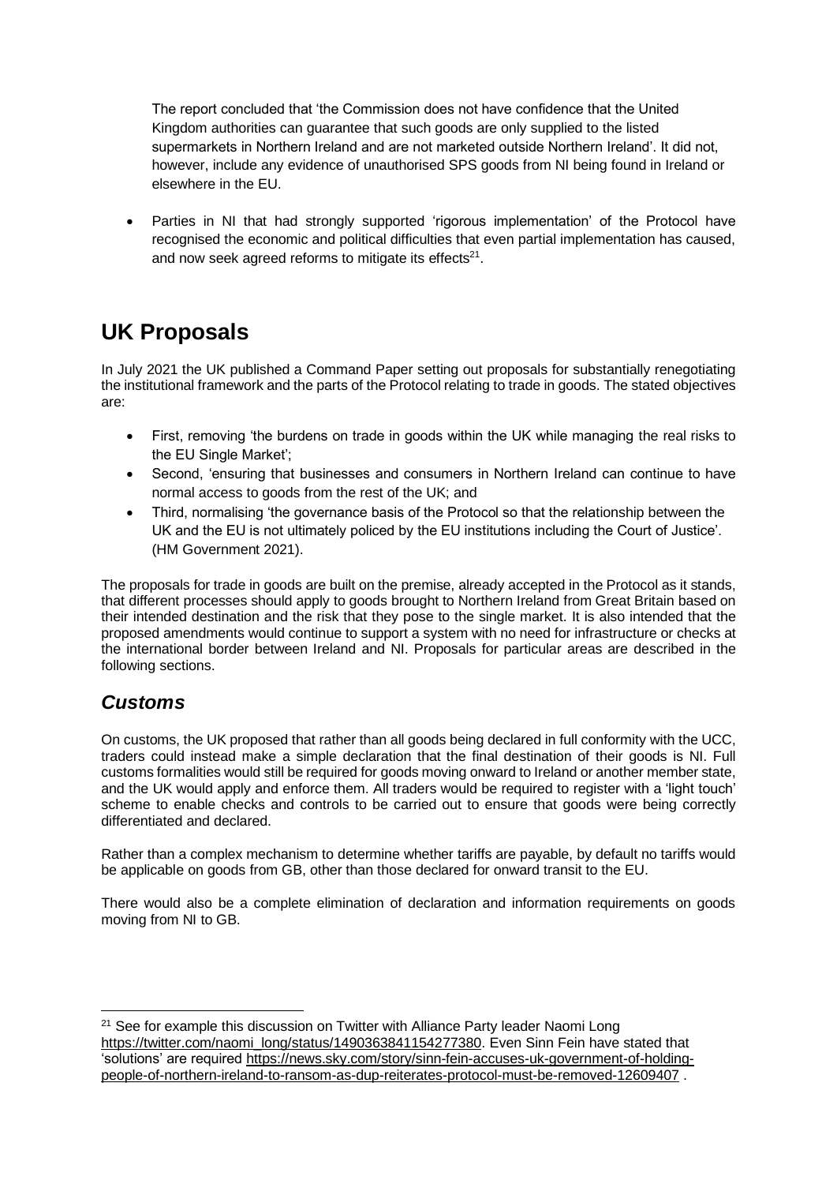The report concluded that 'the Commission does not have confidence that the United Kingdom authorities can guarantee that such goods are only supplied to the listed supermarkets in Northern Ireland and are not marketed outside Northern Ireland'. It did not, however, include any evidence of unauthorised SPS goods from NI being found in Ireland or elsewhere in the EU.

- Parties in NI that had strongly supported 'rigorous implementation' of the Protocol have recognised the economic and political difficulties that even partial implementation has caused, and now seek agreed reforms to mitigate its effects[21].

# UK Proposals

In July 2021 the UK published a Command Paper setting out proposals for substantially renegotiating the institutional framework and the parts of the Protocol relating to trade in goods. The stated objectives are:

- First, removing 'the burdens on trade in goods within the UK while managing the real risks to the EU Single Market';
- Second, 'ensuring that businesses and consumers in Northern Ireland can continue to have normal access to goods from the rest of the UK; and
- Third, normalising 'the governance basis of the Protocol so that the relationship between the UK and the EU is not ultimately policed by the EU institutions including the Court of Justice'. (HM Government 2021).

The proposals for trade in goods are built on the premise, already accepted in the Protocol as it stands, that different processes should apply to goods brought to Northern Ireland from Great Britain based on their intended destination and the risk that they pose to the single market. It is also intended that the proposed amendments would continue to support a system with no need for infrastructure or checks at the international border between Ireland and NI. Proposals for particular areas are described in the following sections.

## *Customs*

On customs, the UK proposed that rather than all goods being declared in full conformity with the UCC, traders could instead make a simple declaration that the final destination of their goods is NI. Full customs formalities would still be required for goods moving onward to Ireland or another member state, and the UK would apply and enforce them. All traders would be required to register with a 'light touch' scheme to enable checks and controls to be carried out to ensure that goods were being correctly differentiated and declared.

Rather than a complex mechanism to determine whether tariffs are payable, by default no tariffs would be applicable on goods from GB, other than those declared for onward transit to the EU.

There would also be a complete elimination of declaration and information requirements on goods moving from NI to GB.

---

[21] See for example this discussion on Twitter with Alliance Party leader Naomi Long https://twitter.com/naomi_long/status/1490363841154277380. Even Sinn Fein have stated that 'solutions' are required https://news.sky.com/story/sinn-fein-accuses-uk-government-of-holding-people-of-northern-ireland-to-ransom-as-dup-reiterates-protocol-must-be-removed-12609407 .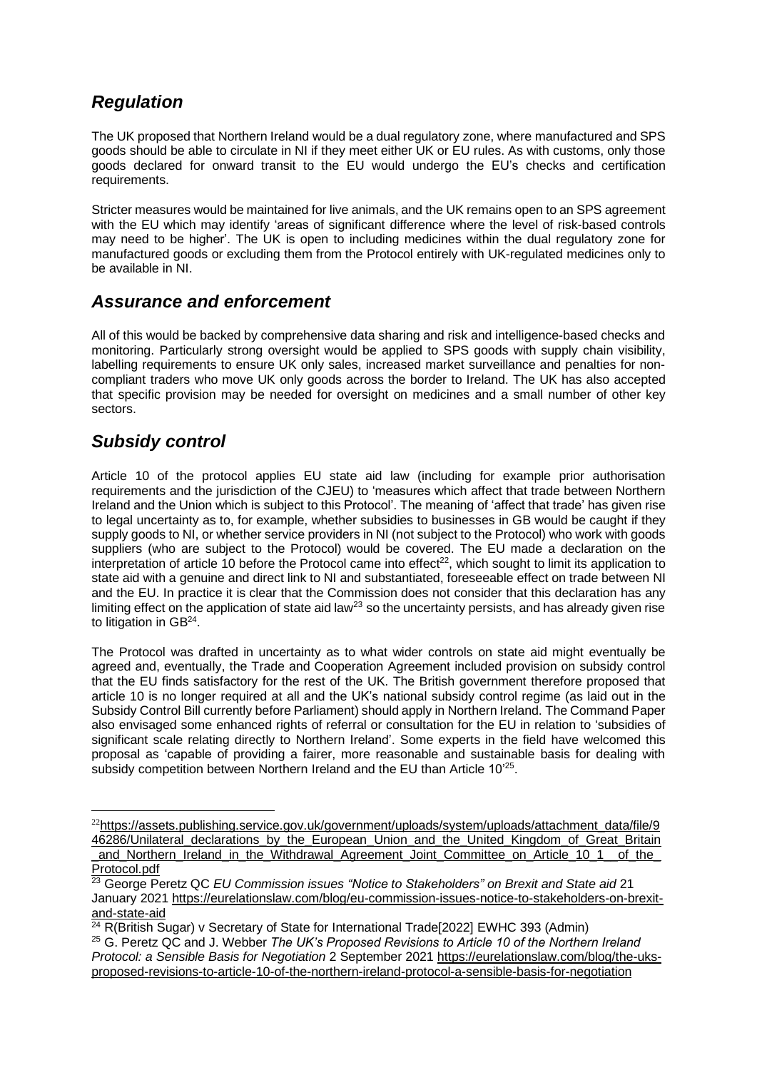## *Regulation*

The UK proposed that Northern Ireland would be a dual regulatory zone, where manufactured and SPS goods should be able to circulate in NI if they meet either UK or EU rules. As with customs, only those goods declared for onward transit to the EU would undergo the EU's checks and certification requirements.

Stricter measures would be maintained for live animals, and the UK remains open to an SPS agreement with the EU which may identify 'areas of significant difference where the level of risk-based controls may need to be higher'. The UK is open to including medicines within the dual regulatory zone for manufactured goods or excluding them from the Protocol entirely with UK-regulated medicines only to be available in NI.

## *Assurance and enforcement*

All of this would be backed by comprehensive data sharing and risk and intelligence-based checks and monitoring. Particularly strong oversight would be applied to SPS goods with supply chain visibility, labelling requirements to ensure UK only sales, increased market surveillance and penalties for non-compliant traders who move UK only goods across the border to Ireland. The UK has also accepted that specific provision may be needed for oversight on medicines and a small number of other key sectors.

## *Subsidy control*

Article 10 of the protocol applies EU state aid law (including for example prior authorisation requirements and the jurisdiction of the CJEU) to 'measures which affect that trade between Northern Ireland and the Union which is subject to this Protocol'. The meaning of 'affect that trade' has given rise to legal uncertainty as to, for example, whether subsidies to businesses in GB would be caught if they supply goods to NI, or whether service providers in NI (not subject to the Protocol) who work with goods suppliers (who are subject to the Protocol) would be covered. The EU made a declaration on the interpretation of article 10 before the Protocol came into effect[22], which sought to limit its application to state aid with a genuine and direct link to NI and substantiated, foreseeable effect on trade between NI and the EU. In practice it is clear that the Commission does not consider that this declaration has any limiting effect on the application of state aid law[23] so the uncertainty persists, and has already given rise to litigation in GB[24].

The Protocol was drafted in uncertainty as to what wider controls on state aid might eventually be agreed and, eventually, the Trade and Cooperation Agreement included provision on subsidy control that the EU finds satisfactory for the rest of the UK. The British government therefore proposed that article 10 is no longer required at all and the UK's national subsidy control regime (as laid out in the Subsidy Control Bill currently before Parliament) should apply in Northern Ireland. The Command Paper also envisaged some enhanced rights of referral or consultation for the EU in relation to 'subsidies of significant scale relating directly to Northern Ireland'. Some experts in the field have welcomed this proposal as 'capable of providing a fairer, more reasonable and sustainable basis for dealing with subsidy competition between Northern Ireland and the EU than Article 10'[25].

---

[22] https://assets.publishing.service.gov.uk/government/uploads/system/uploads/attachment_data/file/946286/Unilateral_declarations_by_the_European_Union_and_the_United_Kingdom_of_Great_Britain_and_Northern_Ireland_in_the_Withdrawal_Agreement_Joint_Committee_on_Article_10_1__of_the_Protocol.pdf

[23] George Peretz QC *EU Commission issues "Notice to Stakeholders" on Brexit and State aid* 21 January 2021 https://eurelationslaw.com/blog/eu-commission-issues-notice-to-stakeholders-on-brexit-and-state-aid

[24] R(British Sugar) v Secretary of State for International Trade[2022] EWHC 393 (Admin)

[25] G. Peretz QC and J. Webber *The UK's Proposed Revisions to Article 10 of the Northern Ireland Protocol: a Sensible Basis for Negotiation* 2 September 2021 https://eurelationslaw.com/blog/the-uks-proposed-revisions-to-article-10-of-the-northern-ireland-protocol-a-sensible-basis-for-negotiation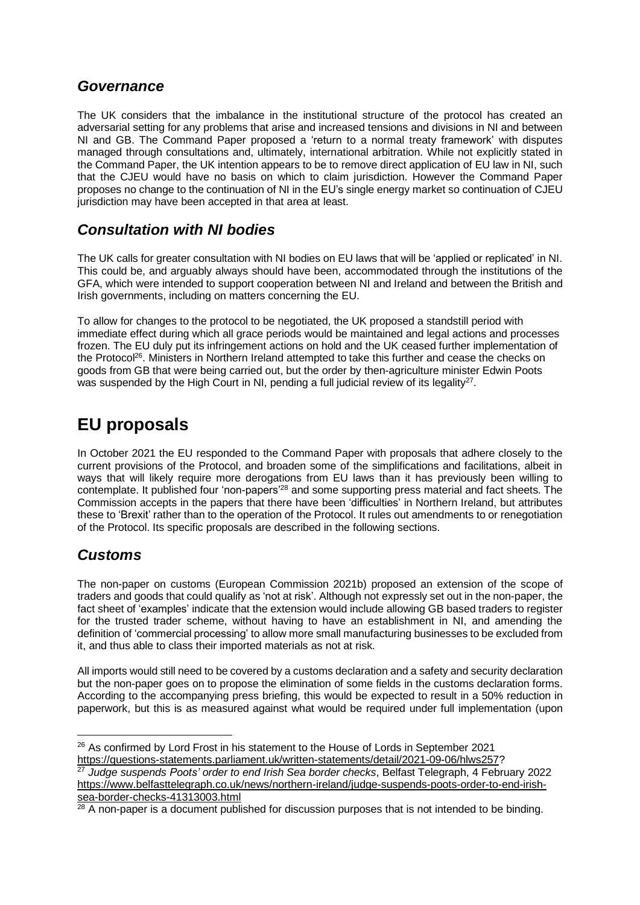## *Governance*

The UK considers that the imbalance in the institutional structure of the protocol has created an adversarial setting for any problems that arise and increased tensions and divisions in NI and between NI and GB. The Command Paper proposed a 'return to a normal treaty framework' with disputes managed through consultations and, ultimately, international arbitration. While not explicitly stated in the Command Paper, the UK intention appears to be to remove direct application of EU law in NI, such that the CJEU would have no basis on which to claim jurisdiction. However the Command Paper proposes no change to the continuation of NI in the EU's single energy market so continuation of CJEU jurisdiction may have been accepted in that area at least.

## *Consultation with NI bodies*

The UK calls for greater consultation with NI bodies on EU laws that will be 'applied or replicated' in NI. This could be, and arguably always should have been, accommodated through the institutions of the GFA, which were intended to support cooperation between NI and Ireland and between the British and Irish governments, including on matters concerning the EU.

To allow for changes to the protocol to be negotiated, the UK proposed a standstill period with immediate effect during which all grace periods would be maintained and legal actions and processes frozen. The EU duly put its infringement actions on hold and the UK ceased further implementation of the Protocol[26]. Ministers in Northern Ireland attempted to take this further and cease the checks on goods from GB that were being carried out, but the order by then-agriculture minister Edwin Poots was suspended by the High Court in NI, pending a full judicial review of its legality[27].

# EU proposals

In October 2021 the EU responded to the Command Paper with proposals that adhere closely to the current provisions of the Protocol, and broaden some of the simplifications and facilitations, albeit in ways that will likely require more derogations from EU laws than it has previously been willing to contemplate. It published four 'non-papers'[28] and some supporting press material and fact sheets. The Commission accepts in the papers that there have been 'difficulties' in Northern Ireland, but attributes these to 'Brexit' rather than to the operation of the Protocol. It rules out amendments to or renegotiation of the Protocol. Its specific proposals are described in the following sections.

## *Customs*

The non-paper on customs (European Commission 2021b) proposed an extension of the scope of traders and goods that could qualify as 'not at risk'. Although not expressly set out in the non-paper, the fact sheet of 'examples' indicate that the extension would include allowing GB based traders to register for the trusted trader scheme, without having to have an establishment in NI, and amending the definition of 'commercial processing' to allow more small manufacturing businesses to be excluded from it, and thus able to class their imported materials as not at risk.

All imports would still need to be covered by a customs declaration and a safety and security declaration but the non-paper goes on to propose the elimination of some fields in the customs declaration forms. According to the accompanying press briefing, this would be expected to result in a 50% reduction in paperwork, but this is as measured against what would be required under full implementation (upon

---

[26] As confirmed by Lord Frost in his statement to the House of Lords in September 2021 https://questions-statements.parliament.uk/written-statements/detail/2021-09-06/hlws257?

[27] *Judge suspends Poots' order to end Irish Sea border checks*, Belfast Telegraph, 4 February 2022 https://www.belfasttelegraph.co.uk/news/northern-ireland/judge-suspends-poots-order-to-end-irish-sea-border-checks-41313003.html

[28] A non-paper is a document published for discussion purposes that is not intended to be binding.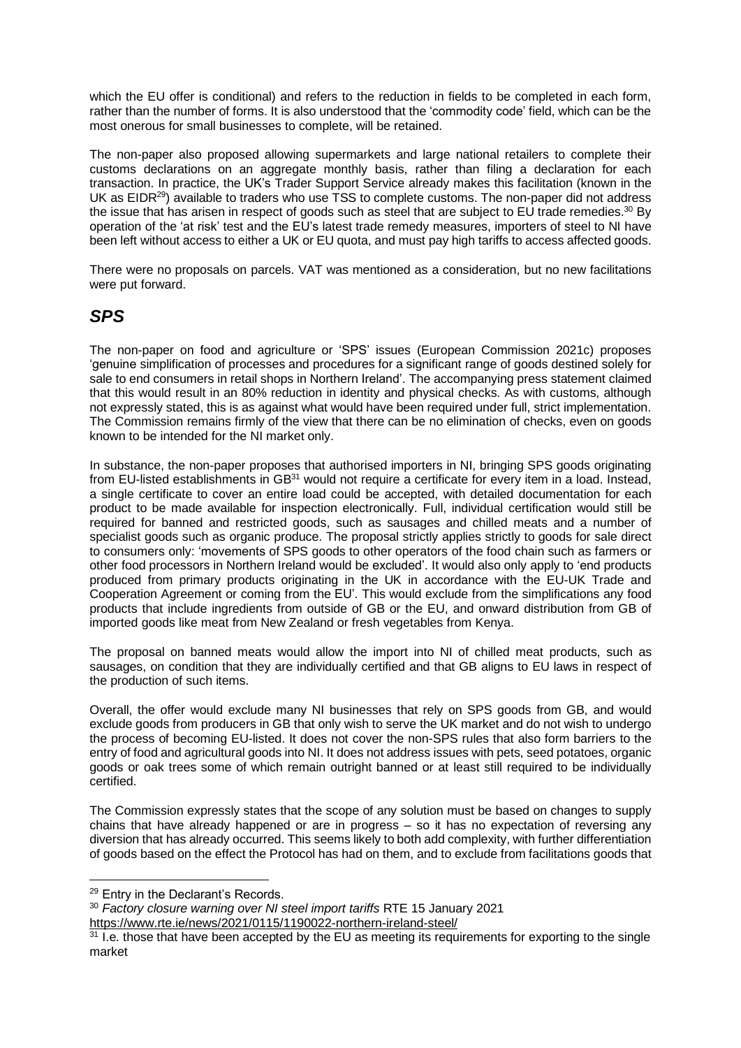which the EU offer is conditional) and refers to the reduction in fields to be completed in each form, rather than the number of forms. It is also understood that the 'commodity code' field, which can be the most onerous for small businesses to complete, will be retained.

The non-paper also proposed allowing supermarkets and large national retailers to complete their customs declarations on an aggregate monthly basis, rather than filing a declaration for each transaction. In practice, the UK's Trader Support Service already makes this facilitation (known in the UK as EIDR[29]) available to traders who use TSS to complete customs. The non-paper did not address the issue that has arisen in respect of goods such as steel that are subject to EU trade remedies.[30] By operation of the 'at risk' test and the EU's latest trade remedy measures, importers of steel to NI have been left without access to either a UK or EU quota, and must pay high tariffs to access affected goods.

There were no proposals on parcels. VAT was mentioned as a consideration, but no new facilitations were put forward.

## *SPS*

The non-paper on food and agriculture or 'SPS' issues (European Commission 2021c) proposes 'genuine simplification of processes and procedures for a significant range of goods destined solely for sale to end consumers in retail shops in Northern Ireland'. The accompanying press statement claimed that this would result in an 80% reduction in identity and physical checks. As with customs, although not expressly stated, this is as against what would have been required under full, strict implementation. The Commission remains firmly of the view that there can be no elimination of checks, even on goods known to be intended for the NI market only.

In substance, the non-paper proposes that authorised importers in NI, bringing SPS goods originating from EU-listed establishments in GB[31] would not require a certificate for every item in a load. Instead, a single certificate to cover an entire load could be accepted, with detailed documentation for each product to be made available for inspection electronically. Full, individual certification would still be required for banned and restricted goods, such as sausages and chilled meats and a number of specialist goods such as organic produce. The proposal strictly applies strictly to goods for sale direct to consumers only: 'movements of SPS goods to other operators of the food chain such as farmers or other food processors in Northern Ireland would be excluded'. It would also only apply to 'end products produced from primary products originating in the UK in accordance with the EU-UK Trade and Cooperation Agreement or coming from the EU'. This would exclude from the simplifications any food products that include ingredients from outside of GB or the EU, and onward distribution from GB of imported goods like meat from New Zealand or fresh vegetables from Kenya.

The proposal on banned meats would allow the import into NI of chilled meat products, such as sausages, on condition that they are individually certified and that GB aligns to EU laws in respect of the production of such items.

Overall, the offer would exclude many NI businesses that rely on SPS goods from GB, and would exclude goods from producers in GB that only wish to serve the UK market and do not wish to undergo the process of becoming EU-listed. It does not cover the non-SPS rules that also form barriers to the entry of food and agricultural goods into NI. It does not address issues with pets, seed potatoes, organic goods or oak trees some of which remain outright banned or at least still required to be individually certified.

The Commission expressly states that the scope of any solution must be based on changes to supply chains that have already happened or are in progress – so it has no expectation of reversing any diversion that has already occurred. This seems likely to both add complexity, with further differentiation of goods based on the effect the Protocol has had on them, and to exclude from facilitations goods that

---

[29] Entry in the Declarant's Records.

[30] *Factory closure warning over NI steel import tariffs* RTE 15 January 2021 https://www.rte.ie/news/2021/0115/1190022-northern-ireland-steel/

[31] I.e. those that have been accepted by the EU as meeting its requirements for exporting to the single market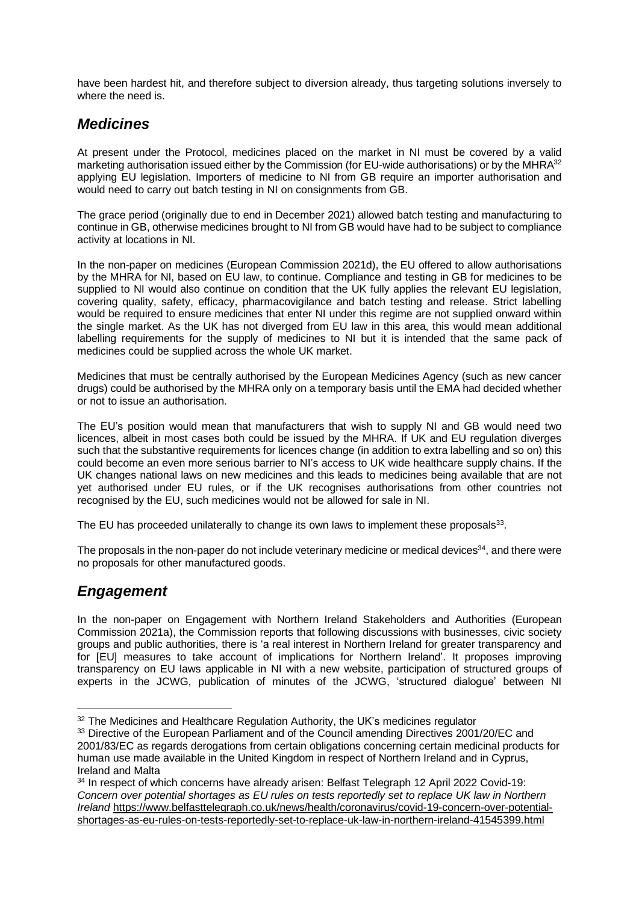have been hardest hit, and therefore subject to diversion already, thus targeting solutions inversely to where the need is.

## *Medicines*

At present under the Protocol, medicines placed on the market in NI must be covered by a valid marketing authorisation issued either by the Commission (for EU-wide authorisations) or by the MHRA[32] applying EU legislation. Importers of medicine to NI from GB require an importer authorisation and would need to carry out batch testing in NI on consignments from GB.

The grace period (originally due to end in December 2021) allowed batch testing and manufacturing to continue in GB, otherwise medicines brought to NI from GB would have had to be subject to compliance activity at locations in NI.

In the non-paper on medicines (European Commission 2021d), the EU offered to allow authorisations by the MHRA for NI, based on EU law, to continue. Compliance and testing in GB for medicines to be supplied to NI would also continue on condition that the UK fully applies the relevant EU legislation, covering quality, safety, efficacy, pharmacovigilance and batch testing and release. Strict labelling would be required to ensure medicines that enter NI under this regime are not supplied onward within the single market. As the UK has not diverged from EU law in this area, this would mean additional labelling requirements for the supply of medicines to NI but it is intended that the same pack of medicines could be supplied across the whole UK market.

Medicines that must be centrally authorised by the European Medicines Agency (such as new cancer drugs) could be authorised by the MHRA only on a temporary basis until the EMA had decided whether or not to issue an authorisation.

The EU's position would mean that manufacturers that wish to supply NI and GB would need two licences, albeit in most cases both could be issued by the MHRA. If UK and EU regulation diverges such that the substantive requirements for licences change (in addition to extra labelling and so on) this could become an even more serious barrier to NI's access to UK wide healthcare supply chains. If the UK changes national laws on new medicines and this leads to medicines being available that are not yet authorised under EU rules, or if the UK recognises authorisations from other countries not recognised by the EU, such medicines would not be allowed for sale in NI.

The EU has proceeded unilaterally to change its own laws to implement these proposals[33].

The proposals in the non-paper do not include veterinary medicine or medical devices[34], and there were no proposals for other manufactured goods.

## *Engagement*

In the non-paper on Engagement with Northern Ireland Stakeholders and Authorities (European Commission 2021a), the Commission reports that following discussions with businesses, civic society groups and public authorities, there is 'a real interest in Northern Ireland for greater transparency and for [EU] measures to take account of implications for Northern Ireland'. It proposes improving transparency on EU laws applicable in NI with a new website, participation of structured groups of experts in the JCWG, publication of minutes of the JCWG, 'structured dialogue' between NI

---

[32] The Medicines and Healthcare Regulation Authority, the UK's medicines regulator

[33] Directive of the European Parliament and of the Council amending Directives 2001/20/EC and 2001/83/EC as regards derogations from certain obligations concerning certain medicinal products for human use made available in the United Kingdom in respect of Northern Ireland and in Cyprus, Ireland and Malta

[34] In respect of which concerns have already arisen: Belfast Telegraph 12 April 2022 Covid-19: *Concern over potential shortages as EU rules on tests reportedly set to replace UK law in Northern Ireland* https://www.belfasttelegraph.co.uk/news/health/coronavirus/covid-19-concern-over-potential-shortages-as-eu-rules-on-tests-reportedly-set-to-replace-uk-law-in-northern-ireland-41545399.html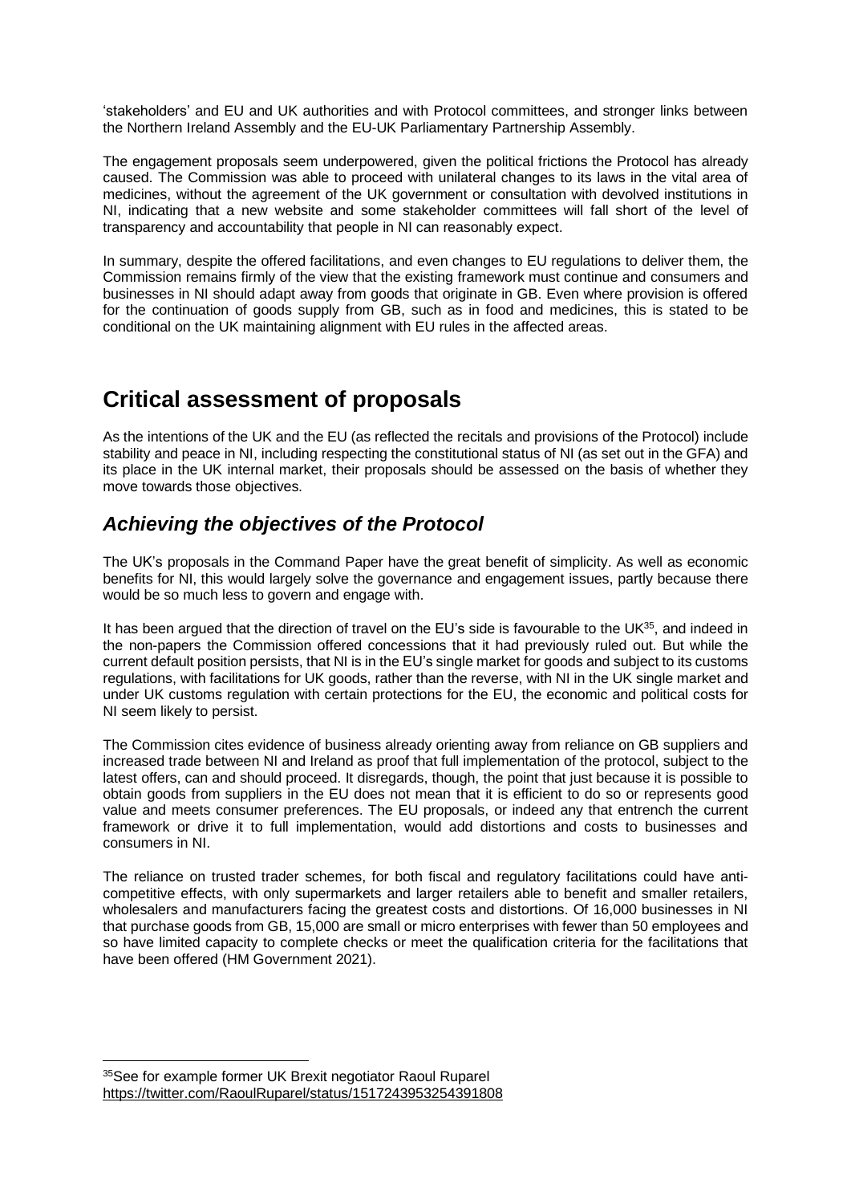'stakeholders' and EU and UK authorities and with Protocol committees, and stronger links between the Northern Ireland Assembly and the EU-UK Parliamentary Partnership Assembly.

The engagement proposals seem underpowered, given the political frictions the Protocol has already caused. The Commission was able to proceed with unilateral changes to its laws in the vital area of medicines, without the agreement of the UK government or consultation with devolved institutions in NI, indicating that a new website and some stakeholder committees will fall short of the level of transparency and accountability that people in NI can reasonably expect.

In summary, despite the offered facilitations, and even changes to EU regulations to deliver them, the Commission remains firmly of the view that the existing framework must continue and consumers and businesses in NI should adapt away from goods that originate in GB. Even where provision is offered for the continuation of goods supply from GB, such as in food and medicines, this is stated to be conditional on the UK maintaining alignment with EU rules in the affected areas.

# Critical assessment of proposals

As the intentions of the UK and the EU (as reflected the recitals and provisions of the Protocol) include stability and peace in NI, including respecting the constitutional status of NI (as set out in the GFA) and its place in the UK internal market, their proposals should be assessed on the basis of whether they move towards those objectives.

## *Achieving the objectives of the Protocol*

The UK's proposals in the Command Paper have the great benefit of simplicity. As well as economic benefits for NI, this would largely solve the governance and engagement issues, partly because there would be so much less to govern and engage with.

It has been argued that the direction of travel on the EU's side is favourable to the UK[35], and indeed in the non-papers the Commission offered concessions that it had previously ruled out. But while the current default position persists, that NI is in the EU's single market for goods and subject to its customs regulations, with facilitations for UK goods, rather than the reverse, with NI in the UK single market and under UK customs regulation with certain protections for the EU, the economic and political costs for NI seem likely to persist.

The Commission cites evidence of business already orienting away from reliance on GB suppliers and increased trade between NI and Ireland as proof that full implementation of the protocol, subject to the latest offers, can and should proceed. It disregards, though, the point that just because it is possible to obtain goods from suppliers in the EU does not mean that it is efficient to do so or represents good value and meets consumer preferences. The EU proposals, or indeed any that entrench the current framework or drive it to full implementation, would add distortions and costs to businesses and consumers in NI.

The reliance on trusted trader schemes, for both fiscal and regulatory facilitations could have anti-competitive effects, with only supermarkets and larger retailers able to benefit and smaller retailers, wholesalers and manufacturers facing the greatest costs and distortions. Of 16,000 businesses in NI that purchase goods from GB, 15,000 are small or micro enterprises with fewer than 50 employees and so have limited capacity to complete checks or meet the qualification criteria for the facilitations that have been offered (HM Government 2021).

---

[35] See for example former UK Brexit negotiator Raoul Ruparel https://twitter.com/RaoulRuparel/status/1517243953254391808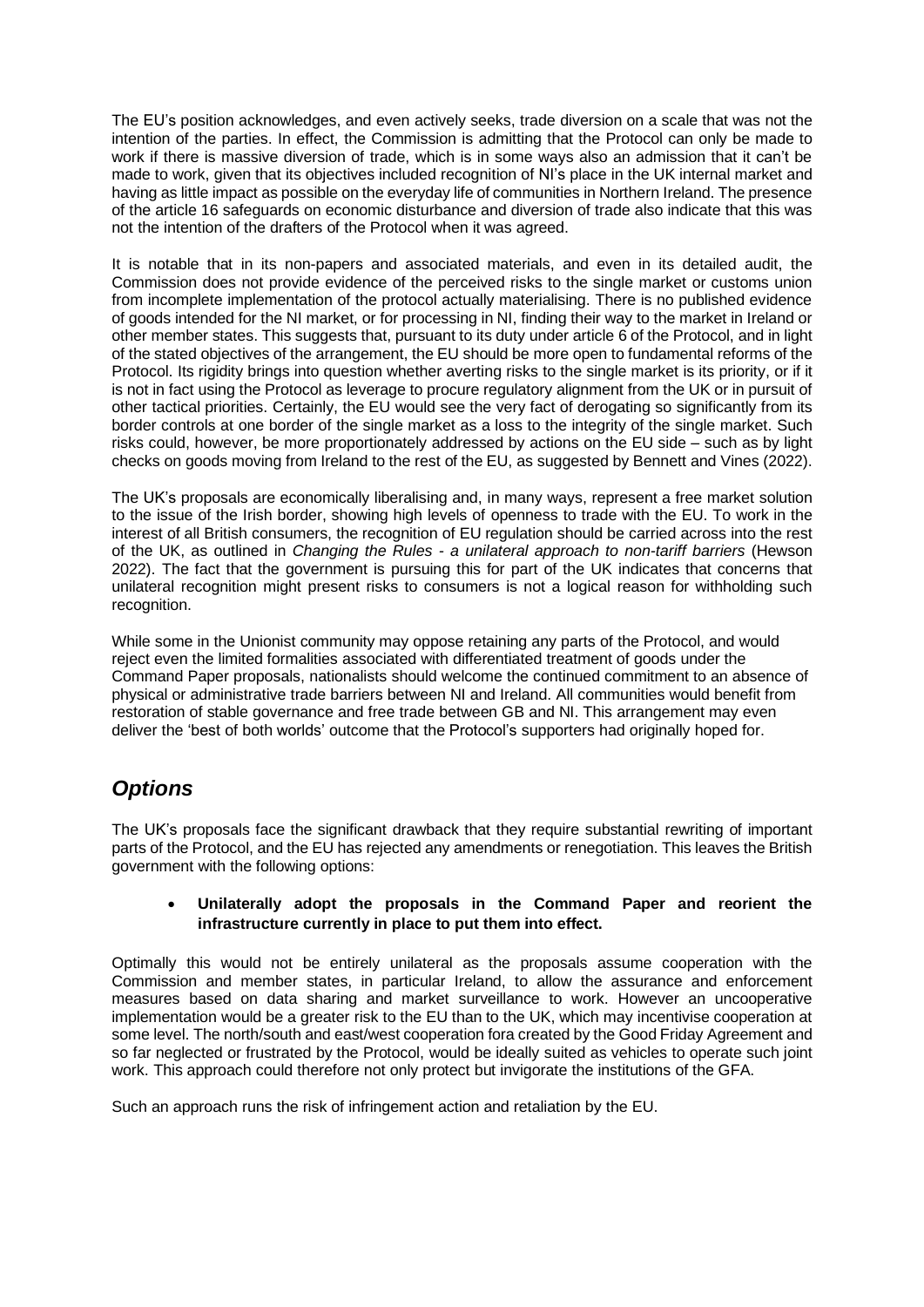The EU's position acknowledges, and even actively seeks, trade diversion on a scale that was not the intention of the parties. In effect, the Commission is admitting that the Protocol can only be made to work if there is massive diversion of trade, which is in some ways also an admission that it can't be made to work, given that its objectives included recognition of NI's place in the UK internal market and having as little impact as possible on the everyday life of communities in Northern Ireland. The presence of the article 16 safeguards on economic disturbance and diversion of trade also indicate that this was not the intention of the drafters of the Protocol when it was agreed.

It is notable that in its non-papers and associated materials, and even in its detailed audit, the Commission does not provide evidence of the perceived risks to the single market or customs union from incomplete implementation of the protocol actually materialising. There is no published evidence of goods intended for the NI market, or for processing in NI, finding their way to the market in Ireland or other member states. This suggests that, pursuant to its duty under article 6 of the Protocol, and in light of the stated objectives of the arrangement, the EU should be more open to fundamental reforms of the Protocol. Its rigidity brings into question whether averting risks to the single market is its priority, or if it is not in fact using the Protocol as leverage to procure regulatory alignment from the UK or in pursuit of other tactical priorities. Certainly, the EU would see the very fact of derogating so significantly from its border controls at one border of the single market as a loss to the integrity of the single market. Such risks could, however, be more proportionately addressed by actions on the EU side – such as by light checks on goods moving from Ireland to the rest of the EU, as suggested by Bennett and Vines (2022).

The UK's proposals are economically liberalising and, in many ways, represent a free market solution to the issue of the Irish border, showing high levels of openness to trade with the EU. To work in the interest of all British consumers, the recognition of EU regulation should be carried across into the rest of the UK, as outlined in *Changing the Rules - a unilateral approach to non-tariff barriers* (Hewson 2022). The fact that the government is pursuing this for part of the UK indicates that concerns that unilateral recognition might present risks to consumers is not a logical reason for withholding such recognition.

While some in the Unionist community may oppose retaining any parts of the Protocol, and would reject even the limited formalities associated with differentiated treatment of goods under the Command Paper proposals, nationalists should welcome the continued commitment to an absence of physical or administrative trade barriers between NI and Ireland. All communities would benefit from restoration of stable governance and free trade between GB and NI. This arrangement may even deliver the 'best of both worlds' outcome that the Protocol's supporters had originally hoped for.

## *Options*

The UK's proposals face the significant drawback that they require substantial rewriting of important parts of the Protocol, and the EU has rejected any amendments or renegotiation. This leaves the British government with the following options:

- **Unilaterally adopt the proposals in the Command Paper and reorient the infrastructure currently in place to put them into effect.**

Optimally this would not be entirely unilateral as the proposals assume cooperation with the Commission and member states, in particular Ireland, to allow the assurance and enforcement measures based on data sharing and market surveillance to work. However an uncooperative implementation would be a greater risk to the EU than to the UK, which may incentivise cooperation at some level. The north/south and east/west cooperation fora created by the Good Friday Agreement and so far neglected or frustrated by the Protocol, would be ideally suited as vehicles to operate such joint work. This approach could therefore not only protect but invigorate the institutions of the GFA.

Such an approach runs the risk of infringement action and retaliation by the EU.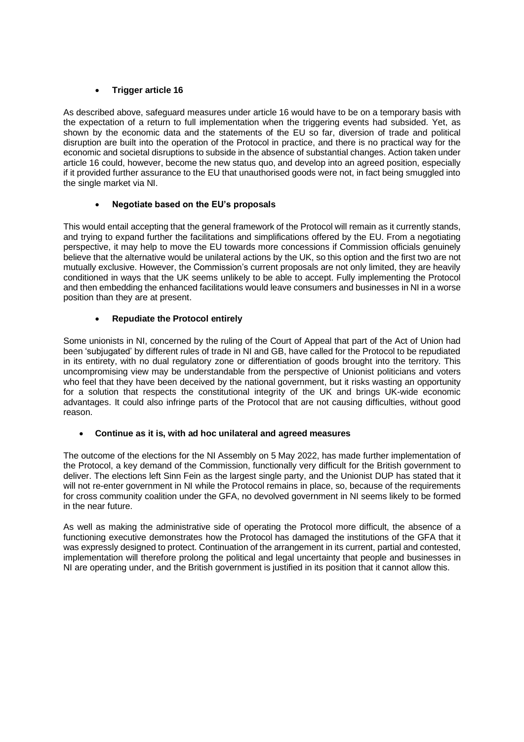- **Trigger article 16**

As described above, safeguard measures under article 16 would have to be on a temporary basis with the expectation of a return to full implementation when the triggering events had subsided. Yet, as shown by the economic data and the statements of the EU so far, diversion of trade and political disruption are built into the operation of the Protocol in practice, and there is no practical way for the economic and societal disruptions to subside in the absence of substantial changes. Action taken under article 16 could, however, become the new status quo, and develop into an agreed position, especially if it provided further assurance to the EU that unauthorised goods were not, in fact being smuggled into the single market via NI.

- **Negotiate based on the EU's proposals**

This would entail accepting that the general framework of the Protocol will remain as it currently stands, and trying to expand further the facilitations and simplifications offered by the EU. From a negotiating perspective, it may help to move the EU towards more concessions if Commission officials genuinely believe that the alternative would be unilateral actions by the UK, so this option and the first two are not mutually exclusive. However, the Commission's current proposals are not only limited, they are heavily conditioned in ways that the UK seems unlikely to be able to accept. Fully implementing the Protocol and then embedding the enhanced facilitations would leave consumers and businesses in NI in a worse position than they are at present.

- **Repudiate the Protocol entirely**

Some unionists in NI, concerned by the ruling of the Court of Appeal that part of the Act of Union had been 'subjugated' by different rules of trade in NI and GB, have called for the Protocol to be repudiated in its entirety, with no dual regulatory zone or differentiation of goods brought into the territory. This uncompromising view may be understandable from the perspective of Unionist politicians and voters who feel that they have been deceived by the national government, but it risks wasting an opportunity for a solution that respects the constitutional integrity of the UK and brings UK-wide economic advantages. It could also infringe parts of the Protocol that are not causing difficulties, without good reason.

- **Continue as it is, with ad hoc unilateral and agreed measures**

The outcome of the elections for the NI Assembly on 5 May 2022, has made further implementation of the Protocol, a key demand of the Commission, functionally very difficult for the British government to deliver. The elections left Sinn Fein as the largest single party, and the Unionist DUP has stated that it will not re-enter government in NI while the Protocol remains in place, so, because of the requirements for cross community coalition under the GFA, no devolved government in NI seems likely to be formed in the near future.

As well as making the administrative side of operating the Protocol more difficult, the absence of a functioning executive demonstrates how the Protocol has damaged the institutions of the GFA that it was expressly designed to protect. Continuation of the arrangement in its current, partial and contested, implementation will therefore prolong the political and legal uncertainty that people and businesses in NI are operating under, and the British government is justified in its position that it cannot allow this.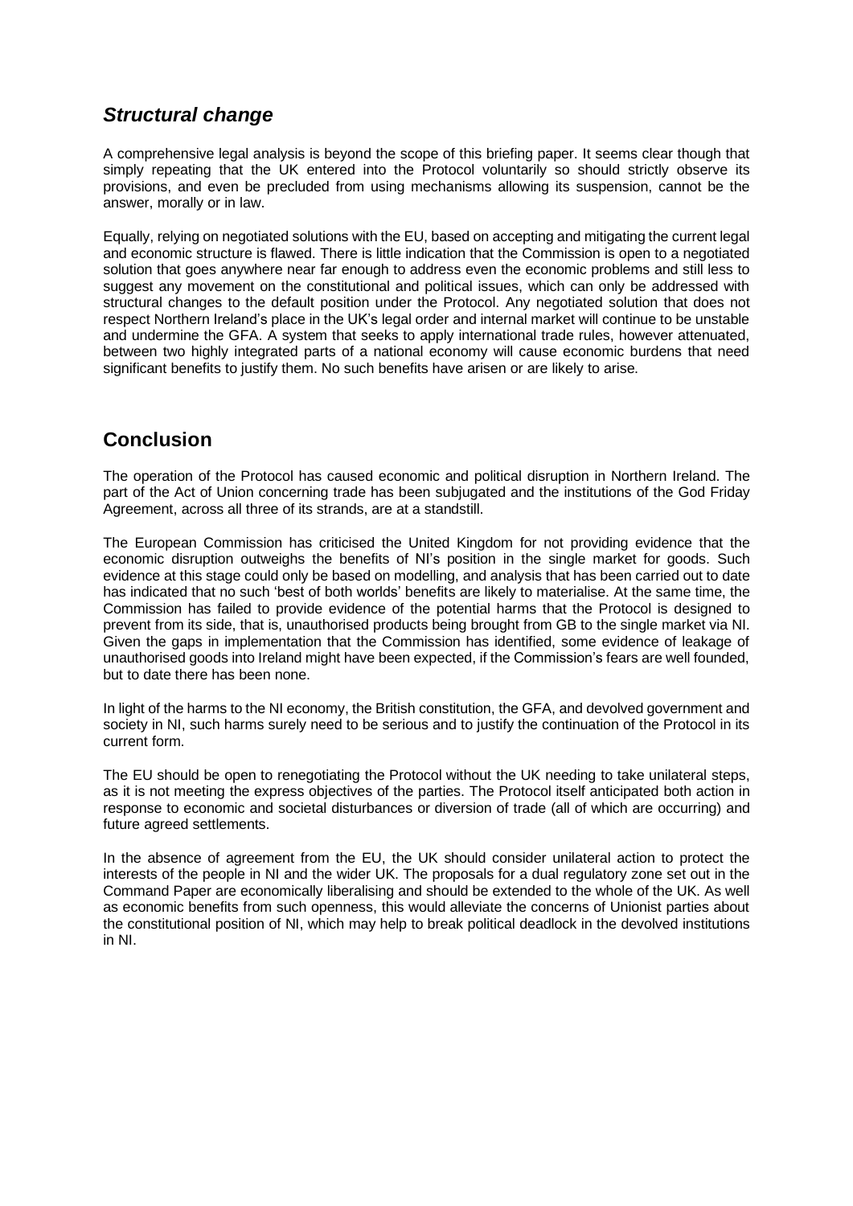## ***Structural change***

A comprehensive legal analysis is beyond the scope of this briefing paper. It seems clear though that simply repeating that the UK entered into the Protocol voluntarily so should strictly observe its provisions, and even be precluded from using mechanisms allowing its suspension, cannot be the answer, morally or in law.

Equally, relying on negotiated solutions with the EU, based on accepting and mitigating the current legal and economic structure is flawed. There is little indication that the Commission is open to a negotiated solution that goes anywhere near far enough to address even the economic problems and still less to suggest any movement on the constitutional and political issues, which can only be addressed with structural changes to the default position under the Protocol. Any negotiated solution that does not respect Northern Ireland's place in the UK's legal order and internal market will continue to be unstable and undermine the GFA. A system that seeks to apply international trade rules, however attenuated, between two highly integrated parts of a national economy will cause economic burdens that need significant benefits to justify them. No such benefits have arisen or are likely to arise.

## **Conclusion**

The operation of the Protocol has caused economic and political disruption in Northern Ireland. The part of the Act of Union concerning trade has been subjugated and the institutions of the God Friday Agreement, across all three of its strands, are at a standstill.

The European Commission has criticised the United Kingdom for not providing evidence that the economic disruption outweighs the benefits of NI's position in the single market for goods. Such evidence at this stage could only be based on modelling, and analysis that has been carried out to date has indicated that no such 'best of both worlds' benefits are likely to materialise. At the same time, the Commission has failed to provide evidence of the potential harms that the Protocol is designed to prevent from its side, that is, unauthorised products being brought from GB to the single market via NI. Given the gaps in implementation that the Commission has identified, some evidence of leakage of unauthorised goods into Ireland might have been expected, if the Commission's fears are well founded, but to date there has been none.

In light of the harms to the NI economy, the British constitution, the GFA, and devolved government and society in NI, such harms surely need to be serious and to justify the continuation of the Protocol in its current form.

The EU should be open to renegotiating the Protocol without the UK needing to take unilateral steps, as it is not meeting the express objectives of the parties. The Protocol itself anticipated both action in response to economic and societal disturbances or diversion of trade (all of which are occurring) and future agreed settlements.

In the absence of agreement from the EU, the UK should consider unilateral action to protect the interests of the people in NI and the wider UK. The proposals for a dual regulatory zone set out in the Command Paper are economically liberalising and should be extended to the whole of the UK. As well as economic benefits from such openness, this would alleviate the concerns of Unionist parties about the constitutional position of NI, which may help to break political deadlock in the devolved institutions in NI.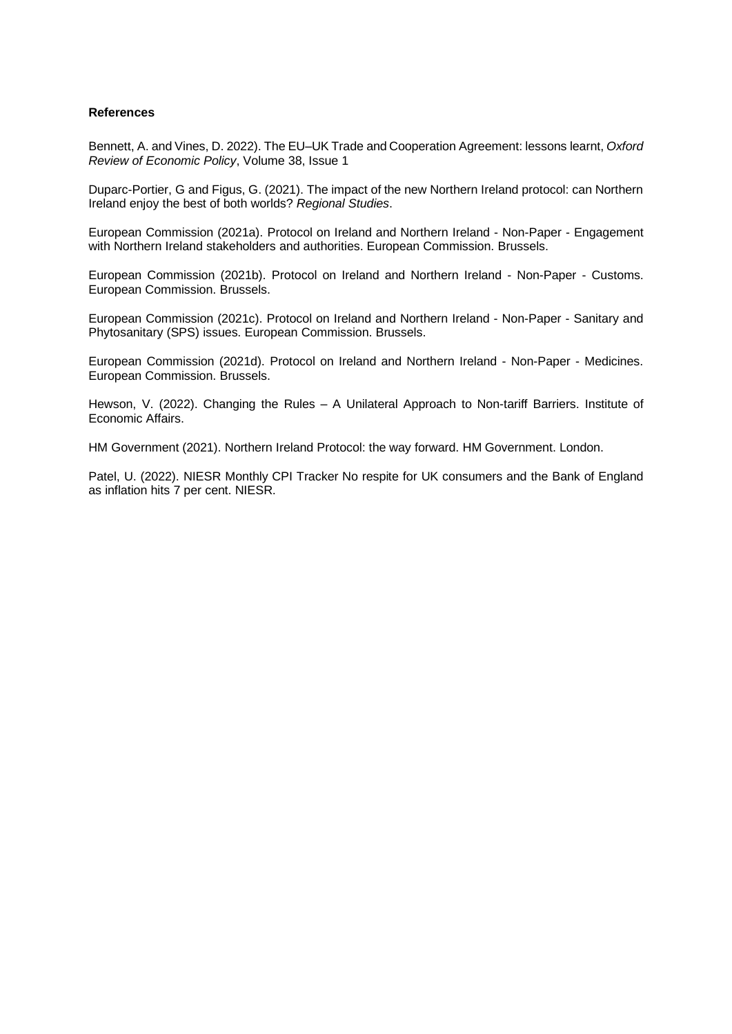**References**

Bennett, A. and Vines, D. 2022). The EU–UK Trade and Cooperation Agreement: lessons learnt, *Oxford Review of Economic Policy*, Volume 38, Issue 1

Duparc-Portier, G and Figus, G. (2021). The impact of the new Northern Ireland protocol: can Northern Ireland enjoy the best of both worlds? *Regional Studies*.

European Commission (2021a). Protocol on Ireland and Northern Ireland - Non-Paper - Engagement with Northern Ireland stakeholders and authorities. European Commission. Brussels.

European Commission (2021b). Protocol on Ireland and Northern Ireland - Non-Paper - Customs. European Commission. Brussels.

European Commission (2021c). Protocol on Ireland and Northern Ireland - Non-Paper - Sanitary and Phytosanitary (SPS) issues. European Commission. Brussels.

European Commission (2021d). Protocol on Ireland and Northern Ireland - Non-Paper - Medicines. European Commission. Brussels.

Hewson, V. (2022). Changing the Rules – A Unilateral Approach to Non-tariff Barriers. Institute of Economic Affairs.

HM Government (2021). Northern Ireland Protocol: the way forward. HM Government. London.

Patel, U. (2022). NIESR Monthly CPI Tracker No respite for UK consumers and the Bank of England as inflation hits 7 per cent. NIESR.